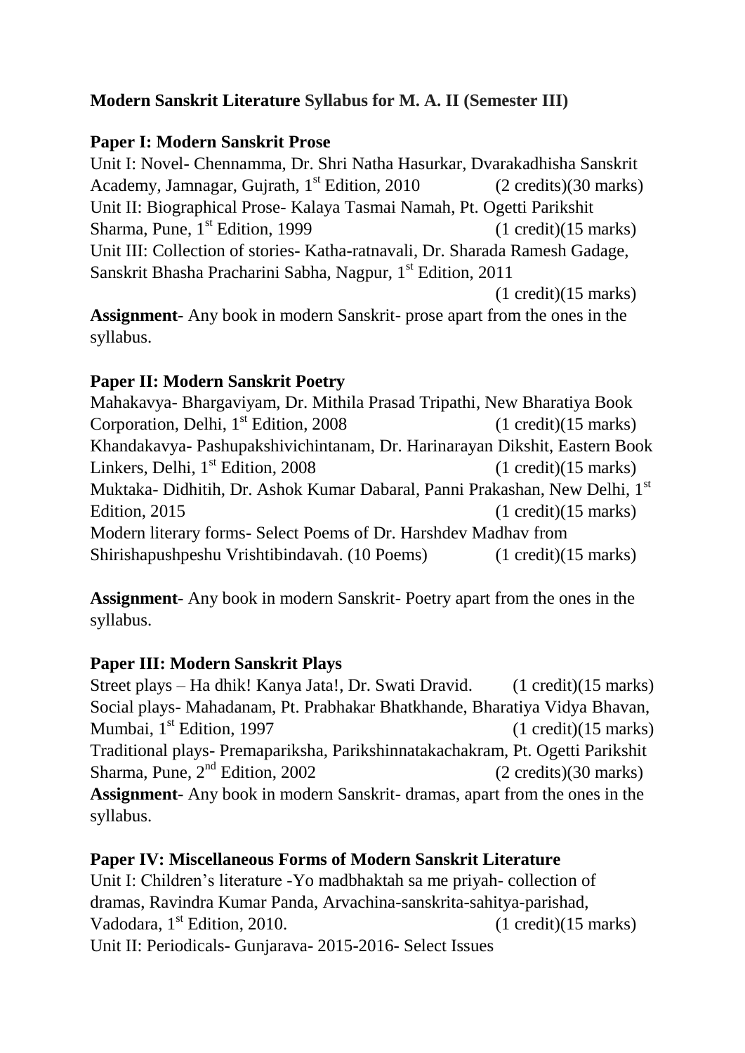**Modern Sanskrit Literature Syllabus for M. A. II (Semester III)**

**Paper I: Modern Sanskrit Prose**

Unit I: Novel- Chennamma, Dr. Shri Natha Hasurkar, Dvarakadhisha Sanskrit Academy, Jamnagar, Gujrath, 1st Edition, 2010 (2 credits)(30 marks)
Unit II: Biographical Prose- Kalaya Tasmai Namah, Pt. Ogetti Parikshit Sharma, Pune, 1st Edition, 1999 (1 credit)(15 marks)
Unit III: Collection of stories- Katha-ratnavali, Dr. Sharada Ramesh Gadage, Sanskrit Bhasha Pracharini Sabha, Nagpur, 1st Edition, 2011 (1 credit)(15 marks)
**Assignment-** Any book in modern Sanskrit- prose apart from the ones in the syllabus.

**Paper II: Modern Sanskrit Poetry**

Mahakavya- Bhargaviyam, Dr. Mithila Prasad Tripathi, New Bharatiya Book Corporation, Delhi, 1st Edition, 2008 (1 credit)(15 marks)
Khandakavya- Pashupakshivichintanam, Dr. Harinarayan Dikshit, Eastern Book Linkers, Delhi, 1st Edition, 2008 (1 credit)(15 marks)
Muktaka- Didhitih, Dr. Ashok Kumar Dabaral, Panni Prakashan, New Delhi, 1st Edition, 2015 (1 credit)(15 marks)
Modern literary forms- Select Poems of Dr. Harshdev Madhav from Shirishapushpeshu Vrishtibindavah. (10 Poems) (1 credit)(15 marks)

**Assignment-** Any book in modern Sanskrit- Poetry apart from the ones in the syllabus.

**Paper III: Modern Sanskrit Plays**

Street plays – Ha dhik! Kanya Jata!, Dr. Swati Dravid. (1 credit)(15 marks)
Social plays- Mahadanam, Pt. Prabhakar Bhatkhande, Bharatiya Vidya Bhavan, Mumbai, 1st Edition, 1997 (1 credit)(15 marks)
Traditional plays- Premapariksha, Parikshinnatakachakram, Pt. Ogetti Parikshit Sharma, Pune, 2nd Edition, 2002 (2 credits)(30 marks)
**Assignment-** Any book in modern Sanskrit- dramas, apart from the ones in the syllabus.

**Paper IV: Miscellaneous Forms of Modern Sanskrit Literature**

Unit I: Children's literature -Yo madbhaktah sa me priyah- collection of dramas, Ravindra Kumar Panda, Arvachina-sanskrita-sahitya-parishad, Vadodara, 1st Edition, 2010. (1 credit)(15 marks)
Unit II: Periodicals- Gunjarava- 2015-2016- Select Issues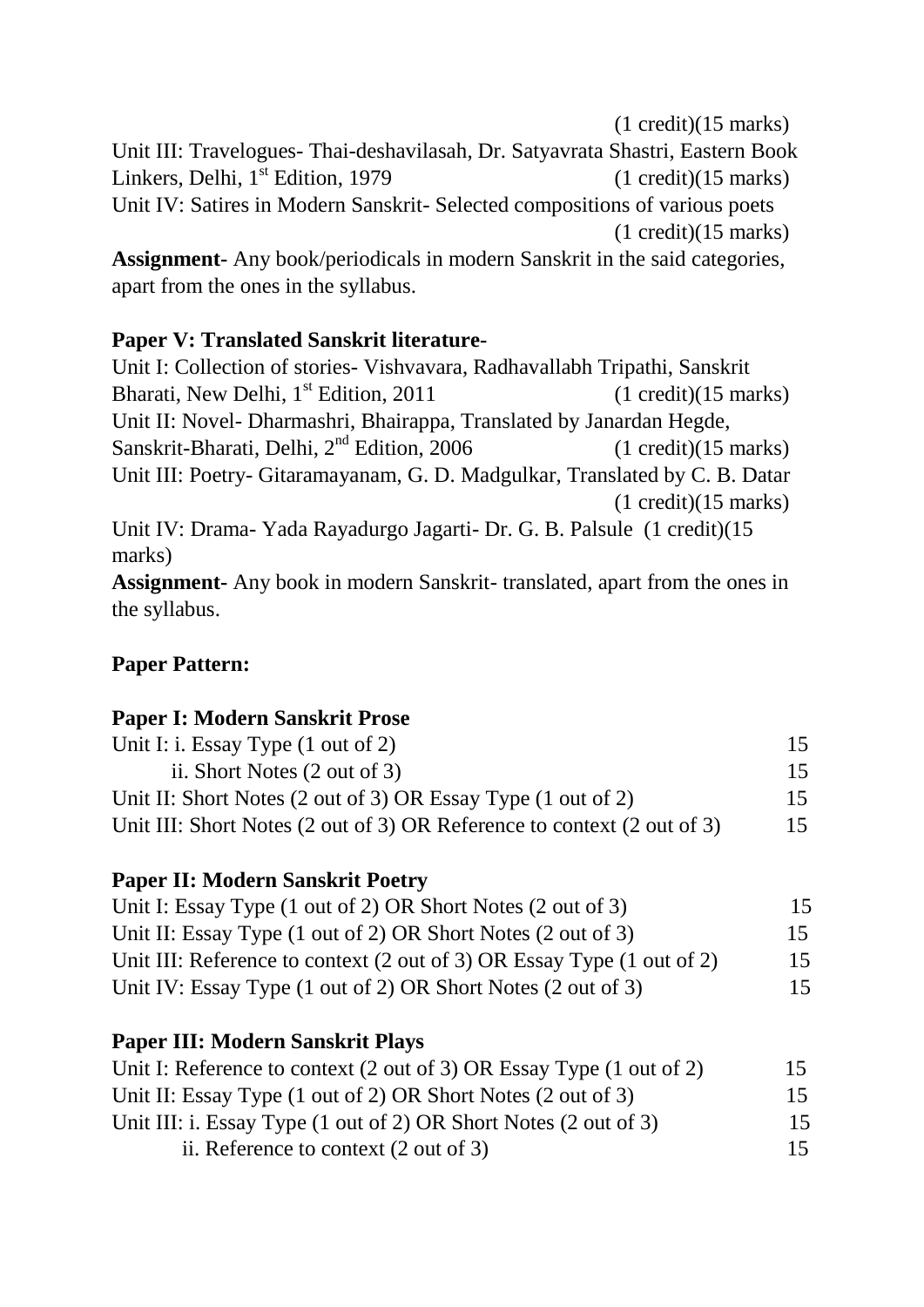(1 credit)(15 marks)

Unit III: Travelogues- Thai-deshavilasah, Dr. Satyavrata Shastri, Eastern Book Linkers, Delhi, 1st Edition, 1979 (1 credit)(15 marks)

Unit IV: Satires in Modern Sanskrit- Selected compositions of various poets (1 credit)(15 marks)

**Assignment-** Any book/periodicals in modern Sanskrit in the said categories, apart from the ones in the syllabus.

**Paper V: Translated Sanskrit literature-**

Unit I: Collection of stories- Vishvavara, Radhavallabh Tripathi, Sanskrit Bharati, New Delhi, 1st Edition, 2011 (1 credit)(15 marks)

Unit II: Novel- Dharmashri, Bhairappa, Translated by Janardan Hegde, Sanskrit-Bharati, Delhi, 2nd Edition, 2006 (1 credit)(15 marks)

Unit III: Poetry- Gitaramayanam, G. D. Madgulkar, Translated by C. B. Datar (1 credit)(15 marks)

Unit IV: Drama- Yada Rayadurgo Jagarti- Dr. G. B. Palsule (1 credit)(15 marks)

**Assignment-** Any book in modern Sanskrit- translated, apart from the ones in the syllabus.

**Paper Pattern:**

**Paper I: Modern Sanskrit Prose**

| | |
|---|---|
| Unit I: i. Essay Type (1 out of 2) | 15 |
| ii. Short Notes (2 out of 3) | 15 |
| Unit II: Short Notes (2 out of 3) OR Essay Type (1 out of 2) | 15 |
| Unit III: Short Notes (2 out of 3) OR Reference to context (2 out of 3) | 15 |

**Paper II: Modern Sanskrit Poetry**

| | |
|---|---|
| Unit I: Essay Type (1 out of 2) OR Short Notes (2 out of 3) | 15 |
| Unit II: Essay Type (1 out of 2) OR Short Notes (2 out of 3) | 15 |
| Unit III: Reference to context (2 out of 3) OR Essay Type (1 out of 2) | 15 |
| Unit IV: Essay Type (1 out of 2) OR Short Notes (2 out of 3) | 15 |

**Paper III: Modern Sanskrit Plays**

| | |
|---|---|
| Unit I: Reference to context (2 out of 3) OR Essay Type (1 out of 2) | 15 |
| Unit II: Essay Type (1 out of 2) OR Short Notes (2 out of 3) | 15 |
| Unit III: i. Essay Type (1 out of 2) OR Short Notes (2 out of 3) | 15 |
| ii. Reference to context (2 out of 3) | 15 |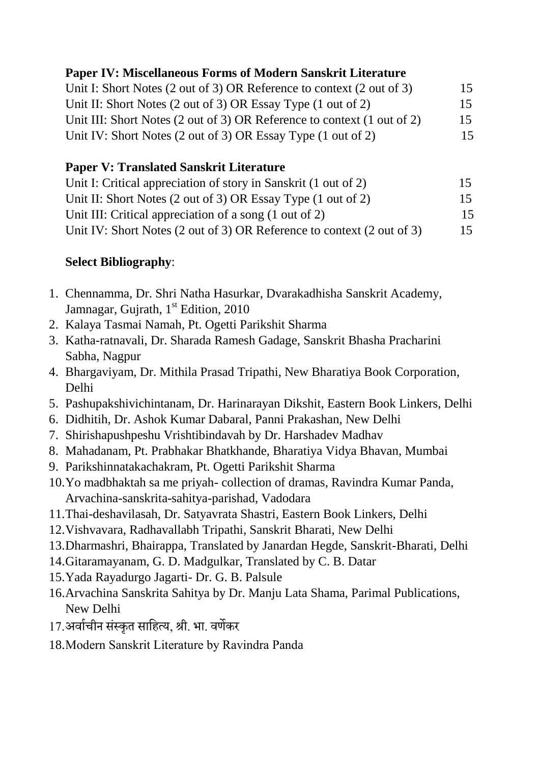**Paper IV: Miscellaneous Forms of Modern Sanskrit Literature**

| | |
|---|---|
| Unit I: Short Notes (2 out of 3) OR Reference to context (2 out of 3) | 15 |
| Unit II: Short Notes (2 out of 3) OR Essay Type (1 out of 2) | 15 |
| Unit III: Short Notes (2 out of 3) OR Reference to context (1 out of 2) | 15 |
| Unit IV: Short Notes (2 out of 3) OR Essay Type (1 out of 2) | 15 |

**Paper V: Translated Sanskrit Literature**

| | |
|---|---|
| Unit I: Critical appreciation of story in Sanskrit (1 out of 2) | 15 |
| Unit II: Short Notes (2 out of 3) OR Essay Type (1 out of 2) | 15 |
| Unit III: Critical appreciation of a song (1 out of 2) | 15 |
| Unit IV: Short Notes (2 out of 3) OR Reference to context (2 out of 3) | 15 |

**Select Bibliography**:

1. Chennamma, Dr. Shri Natha Hasurkar, Dvarakadhisha Sanskrit Academy, Jamnagar, Gujrath, 1st Edition, 2010
2. Kalaya Tasmai Namah, Pt. Ogetti Parikshit Sharma
3. Katha-ratnavali, Dr. Sharada Ramesh Gadage, Sanskrit Bhasha Pracharini Sabha, Nagpur
4. Bhargaviyam, Dr. Mithila Prasad Tripathi, New Bharatiya Book Corporation, Delhi
5. Pashupakshivichintanam, Dr. Harinarayan Dikshit, Eastern Book Linkers, Delhi
6. Didhitih, Dr. Ashok Kumar Dabaral, Panni Prakashan, New Delhi
7. Shirishapushpeshu Vrishtibindavah by Dr. Harshadev Madhav
8. Mahadanam, Pt. Prabhakar Bhatkhande, Bharatiya Vidya Bhavan, Mumbai
9. Parikshinnatakachakram, Pt. Ogetti Parikshit Sharma
10. Yo madbhaktah sa me priyah- collection of dramas, Ravindra Kumar Panda, Arvachina-sanskrita-sahitya-parishad, Vadodara
11. Thai-deshavilasah, Dr. Satyavrata Shastri, Eastern Book Linkers, Delhi
12. Vishvavara, Radhavallabh Tripathi, Sanskrit Bharati, New Delhi
13. Dharmashri, Bhairappa, Translated by Janardan Hegde, Sanskrit-Bharati, Delhi
14. Gitaramayanam, G. D. Madgulkar, Translated by C. B. Datar
15. Yada Rayadurgo Jagarti- Dr. G. B. Palsule
16. Arvachina Sanskrita Sahitya by Dr. Manju Lata Shama, Parimal Publications, New Delhi
17. अर्वाचीन संस्कृत साहित्य, श्री. भा. वर्णेकर
18. Modern Sanskrit Literature by Ravindra Panda